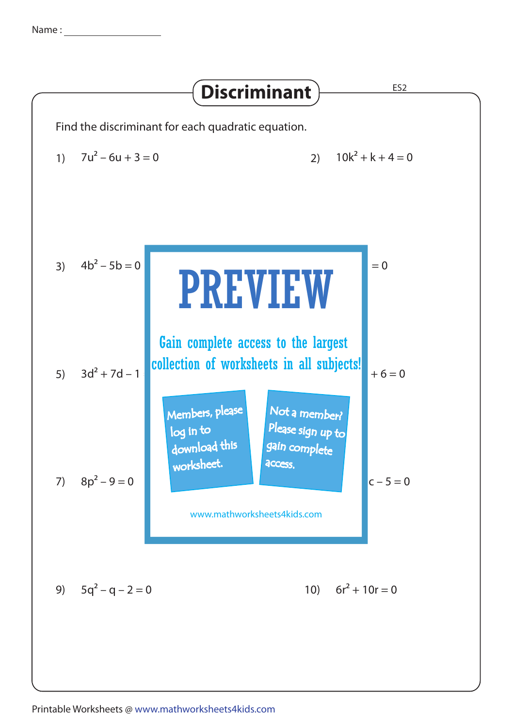Name : ______________

# Discriminant

ES2

Find the discriminant for each quadratic equation.

1) $7u^2 - 6u + 3 = 0$

2) $10k^2 + k + 4 = 0$

3) $4b^2 - 5b = 0$

4) $= 0$

5) $3d^2 + 7d - 1$

6) $+ 6 = 0$

7) $8p^2 - 9 = 0$

8) $c - 5 = 0$

9) $5q^2 - q - 2 = 0$

10) $6r^2 + 10r = 0$

PREVIEW

Gain complete access to the largest collection of worksheets in all subjects!

Members, please log in to download this worksheet.

Not a member? Please sign up to gain complete access.

www.mathworksheets4kids.com

Printable Worksheets @ www.mathworksheets4kids.com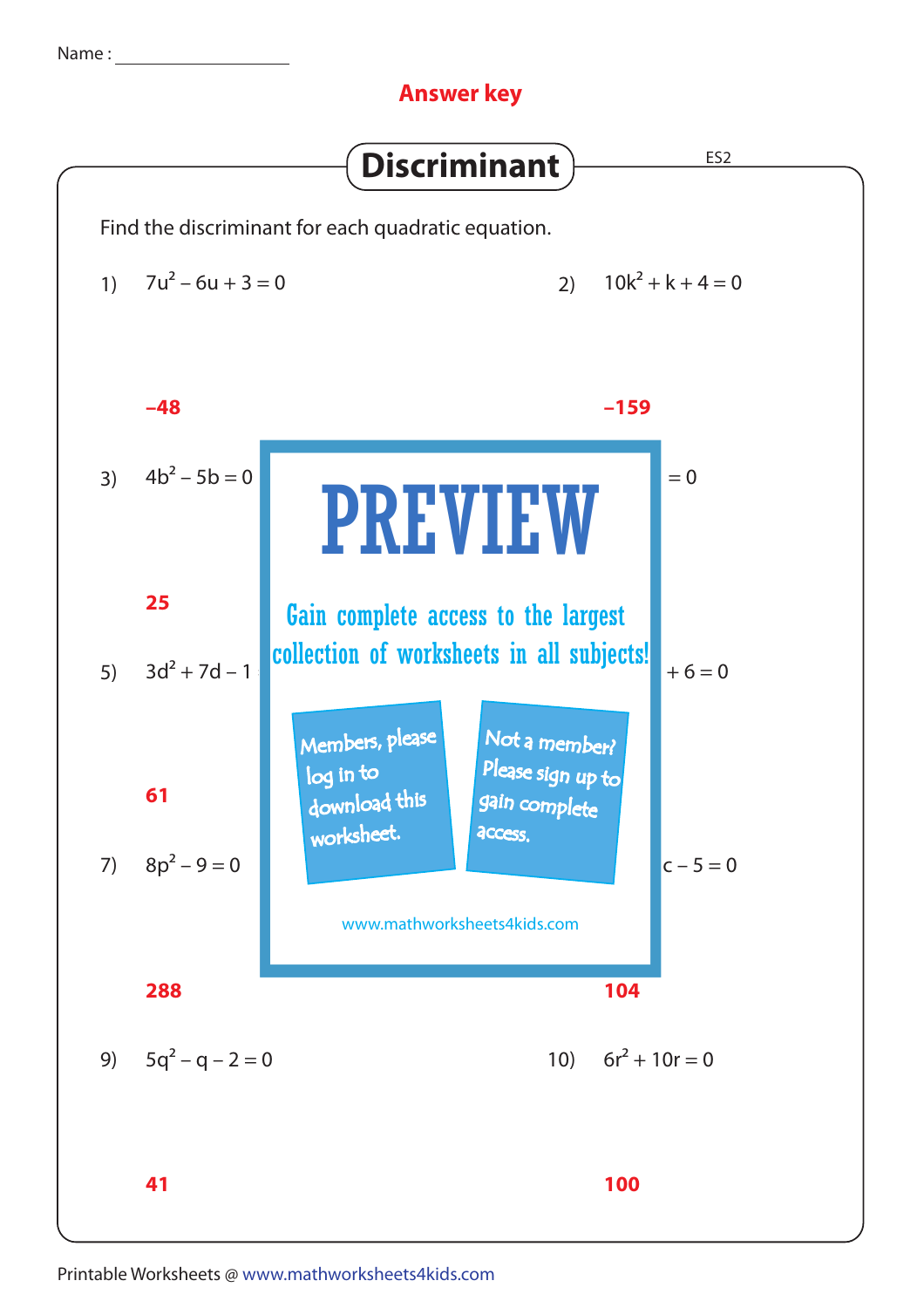Name : ____________________

**Answer key**

# Discriminant

ES2

Find the discriminant for each quadratic equation.

1) $7u^2 - 6u + 3 = 0$

**–48**

2) $10k^2 + k + 4 = 0$

**–159**

3) $4b^2 - 5b = 0$

**25**

4) $= 0$

5) $3d^2 + 7d - 1$

**61**

6) $+ 6 = 0$

7) $8p^2 - 9 = 0$

**288**

8) $c - 5 = 0$

**104**

9) $5q^2 - q - 2 = 0$

**41**

10) $6r^2 + 10r = 0$

**100**

PREVIEW

Gain complete access to the largest collection of worksheets in all subjects!

Members, please log in to download this worksheet.

Not a member? Please sign up to gain complete access.

www.mathworksheets4kids.com

Printable Worksheets @ www.mathworksheets4kids.com